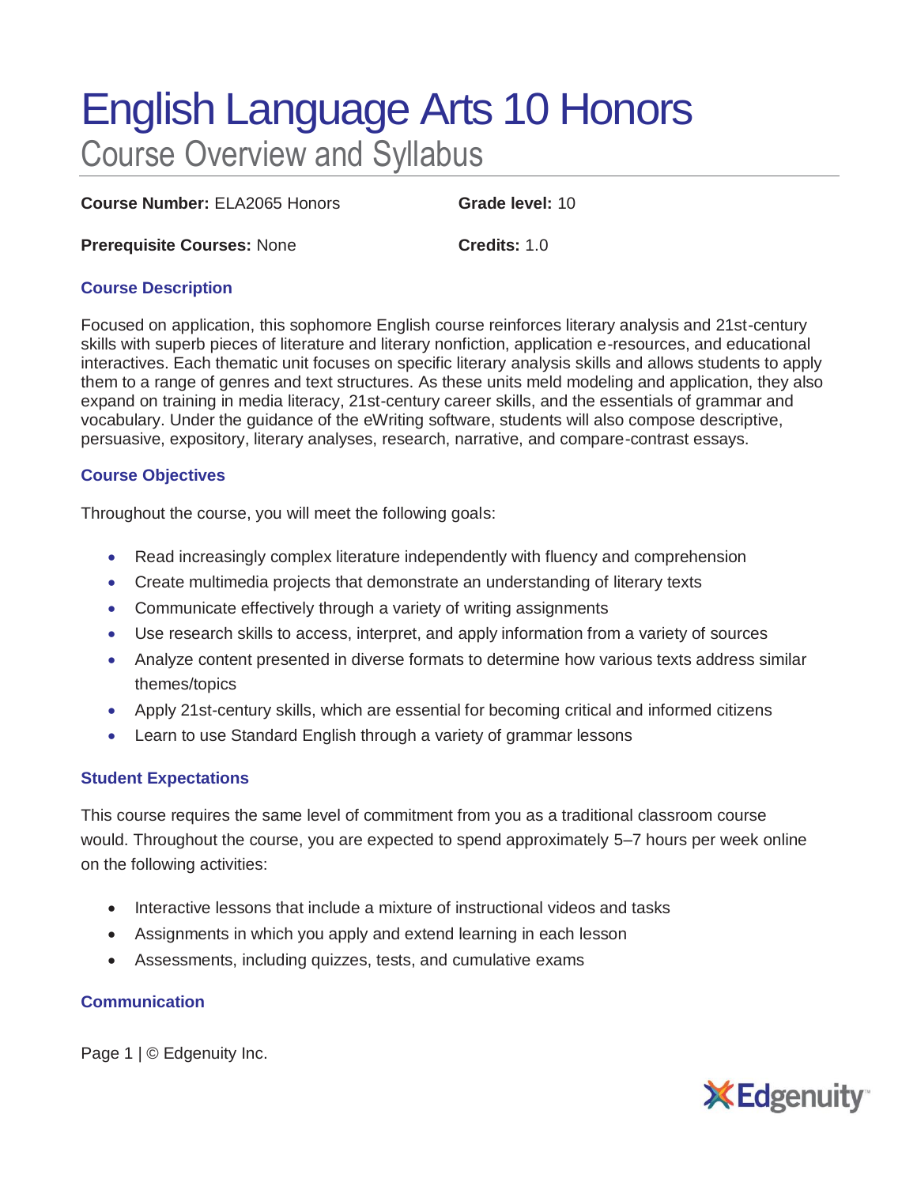# English Language Arts 10 Honors

## Course Overview and Syllabus

**Course Number:** ELA2065 Honors

**Grade level:** 10

**Prerequisite Courses:** None

**Credits:** 1.0

### Course Description

Focused on application, this sophomore English course reinforces literary analysis and 21st-century skills with superb pieces of literature and literary nonfiction, application e-resources, and educational interactives. Each thematic unit focuses on specific literary analysis skills and allows students to apply them to a range of genres and text structures. As these units meld modeling and application, they also expand on training in media literacy, 21st-century career skills, and the essentials of grammar and vocabulary. Under the guidance of the eWriting software, students will also compose descriptive, persuasive, expository, literary analyses, research, narrative, and compare-contrast essays.

### Course Objectives

Throughout the course, you will meet the following goals:

- Read increasingly complex literature independently with fluency and comprehension
- Create multimedia projects that demonstrate an understanding of literary texts
- Communicate effectively through a variety of writing assignments
- Use research skills to access, interpret, and apply information from a variety of sources
- Analyze content presented in diverse formats to determine how various texts address similar themes/topics
- Apply 21st-century skills, which are essential for becoming critical and informed citizens
- Learn to use Standard English through a variety of grammar lessons

### Student Expectations

This course requires the same level of commitment from you as a traditional classroom course would. Throughout the course, you are expected to spend approximately 5–7 hours per week online on the following activities:

- Interactive lessons that include a mixture of instructional videos and tasks
- Assignments in which you apply and extend learning in each lesson
- Assessments, including quizzes, tests, and cumulative exams

### Communication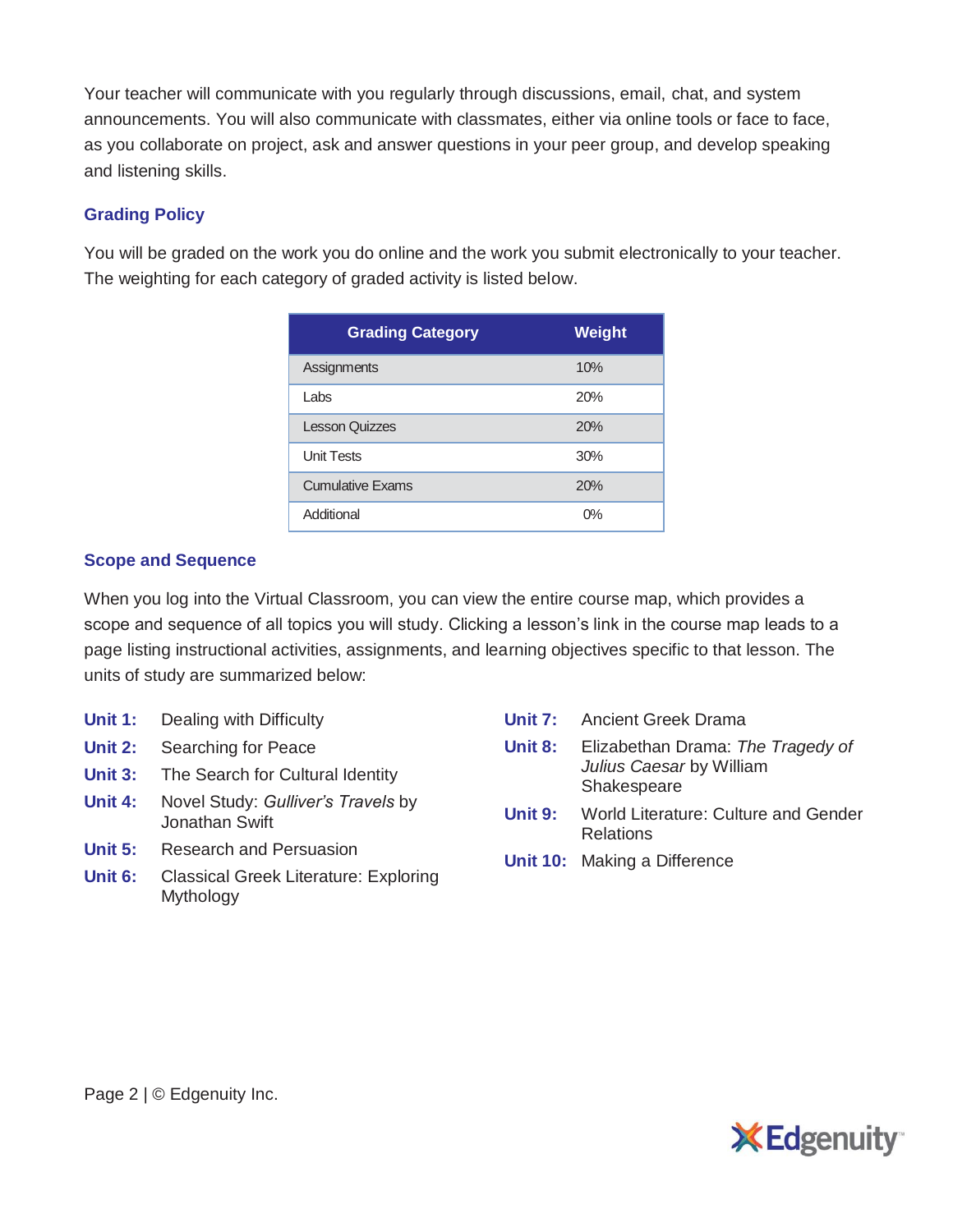Your teacher will communicate with you regularly through discussions, email, chat, and system announcements. You will also communicate with classmates, either via online tools or face to face, as you collaborate on project, ask and answer questions in your peer group, and develop speaking and listening skills.

### Grading Policy

You will be graded on the work you do online and the work you submit electronically to your teacher. The weighting for each category of graded activity is listed below.

| Grading Category | Weight |
|---|---|
| Assignments | 10% |
| Labs | 20% |
| Lesson Quizzes | 20% |
| Unit Tests | 30% |
| Cumulative Exams | 20% |
| Additional | 0% |

### Scope and Sequence

When you log into the Virtual Classroom, you can view the entire course map, which provides a scope and sequence of all topics you will study. Clicking a lesson's link in the course map leads to a page listing instructional activities, assignments, and learning objectives specific to that lesson. The units of study are summarized below:

- **Unit 1:** Dealing with Difficulty
- **Unit 2:** Searching for Peace
- **Unit 3:** The Search for Cultural Identity
- **Unit 4:** Novel Study: *Gulliver's Travels* by Jonathan Swift
- **Unit 5:** Research and Persuasion
- **Unit 6:** Classical Greek Literature: Exploring Mythology
- **Unit 7:** Ancient Greek Drama
- **Unit 8:** Elizabethan Drama: *The Tragedy of Julius Caesar* by William Shakespeare
- **Unit 9:** World Literature: Culture and Gender Relations
- **Unit 10:** Making a Difference